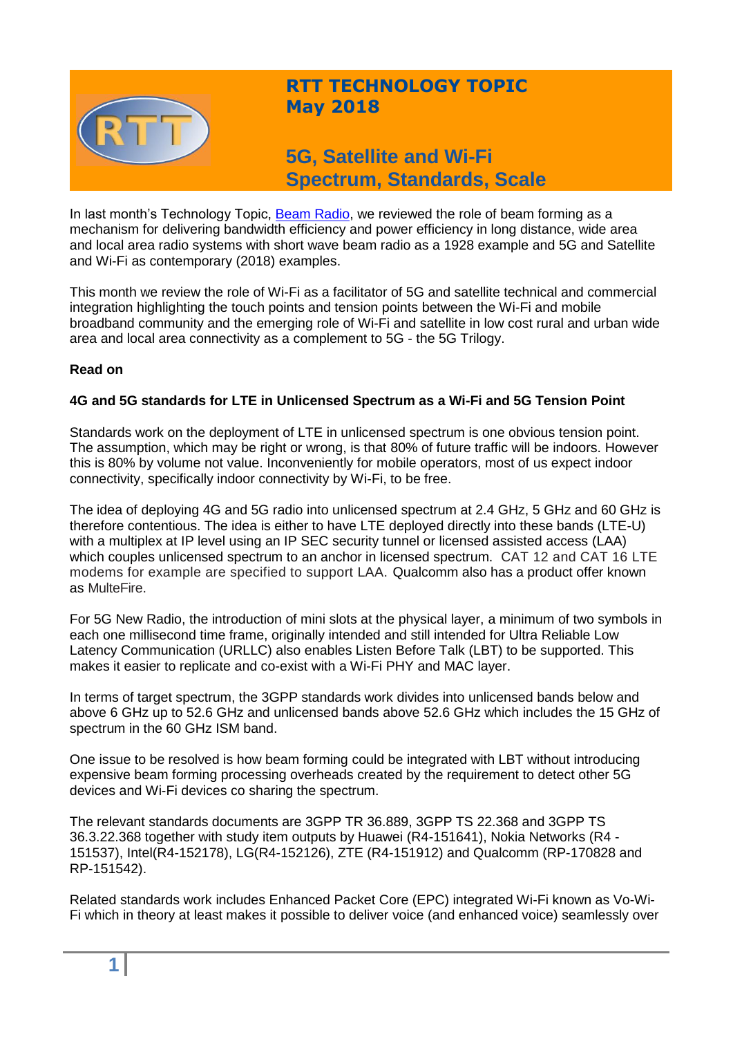# RTT TECHNOLOGY TOPIC
# May 2018

## 5G, Satellite and Wi-Fi
## Spectrum, Standards, Scale

In last month's Technology Topic, Beam Radio, we reviewed the role of beam forming as a mechanism for delivering bandwidth efficiency and power efficiency in long distance, wide area and local area radio systems with short wave beam radio as a 1928 example and 5G and Satellite and Wi-Fi as contemporary (2018) examples.

This month we review the role of Wi-Fi as a facilitator of 5G and satellite technical and commercial integration highlighting the touch points and tension points between the Wi-Fi and mobile broadband community and the emerging role of Wi-Fi and satellite in low cost rural and urban wide area and local area connectivity as a complement to 5G - the 5G Trilogy.

**Read on**

**4G and 5G standards for LTE in Unlicensed Spectrum as a Wi-Fi and 5G Tension Point**

Standards work on the deployment of LTE in unlicensed spectrum is one obvious tension point. The assumption, which may be right or wrong, is that 80% of future traffic will be indoors. However this is 80% by volume not value. Inconveniently for mobile operators, most of us expect indoor connectivity, specifically indoor connectivity by Wi-Fi, to be free.

The idea of deploying 4G and 5G radio into unlicensed spectrum at 2.4 GHz, 5 GHz and 60 GHz is therefore contentious. The idea is either to have LTE deployed directly into these bands (LTE-U) with a multiplex at IP level using an IP SEC security tunnel or licensed assisted access (LAA) which couples unlicensed spectrum to an anchor in licensed spectrum. CAT 12 and CAT 16 LTE modems for example are specified to support LAA. Qualcomm also has a product offer known as MulteFire.

For 5G New Radio, the introduction of mini slots at the physical layer, a minimum of two symbols in each one millisecond time frame, originally intended and still intended for Ultra Reliable Low Latency Communication (URLLC) also enables Listen Before Talk (LBT) to be supported. This makes it easier to replicate and co-exist with a Wi-Fi PHY and MAC layer.

In terms of target spectrum, the 3GPP standards work divides into unlicensed bands below and above 6 GHz up to 52.6 GHz and unlicensed bands above 52.6 GHz which includes the 15 GHz of spectrum in the 60 GHz ISM band.

One issue to be resolved is how beam forming could be integrated with LBT without introducing expensive beam forming processing overheads created by the requirement to detect other 5G devices and Wi-Fi devices co sharing the spectrum.

The relevant standards documents are 3GPP TR 36.889, 3GPP TS 22.368 and 3GPP TS 36.3.22.368 together with study item outputs by Huawei (R4-151641), Nokia Networks (R4 - 151537), Intel(R4-152178), LG(R4-152126), ZTE (R4-151912) and Qualcomm (RP-170828 and RP-151542).

Related standards work includes Enhanced Packet Core (EPC) integrated Wi-Fi known as Vo-Wi-Fi which in theory at least makes it possible to deliver voice (and enhanced voice) seamlessly over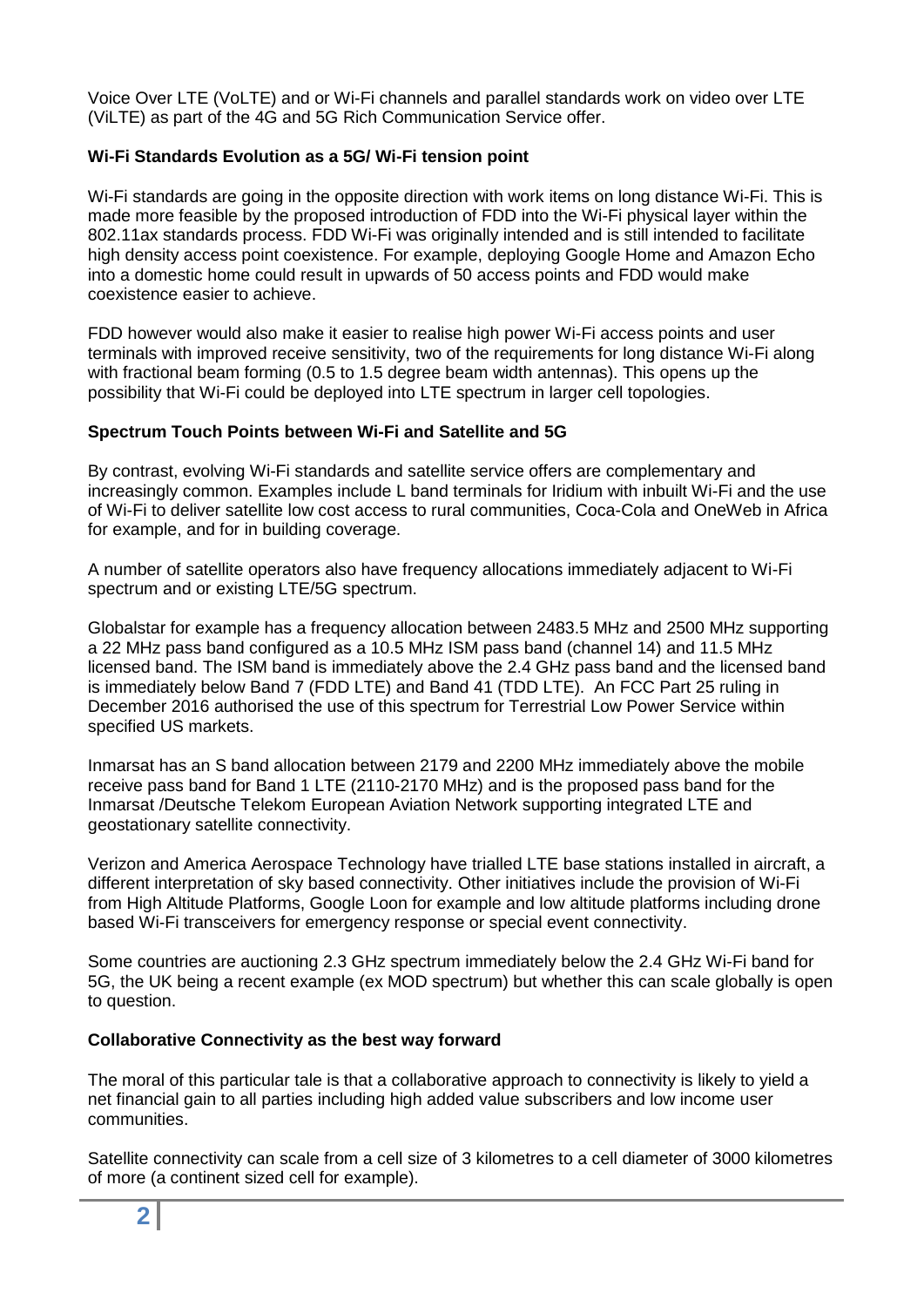Voice Over LTE (VoLTE) and or Wi-Fi channels and parallel standards work on video over LTE (ViLTE) as part of the 4G and 5G Rich Communication Service offer.

**Wi-Fi Standards Evolution as a 5G/ Wi-Fi tension point**

Wi-Fi standards are going in the opposite direction with work items on long distance Wi-Fi. This is made more feasible by the proposed introduction of FDD into the Wi-Fi physical layer within the 802.11ax standards process. FDD Wi-Fi was originally intended and is still intended to facilitate high density access point coexistence. For example, deploying Google Home and Amazon Echo into a domestic home could result in upwards of 50 access points and FDD would make coexistence easier to achieve.

FDD however would also make it easier to realise high power Wi-Fi access points and user terminals with improved receive sensitivity, two of the requirements for long distance Wi-Fi along with fractional beam forming (0.5 to 1.5 degree beam width antennas). This opens up the possibility that Wi-Fi could be deployed into LTE spectrum in larger cell topologies.

**Spectrum Touch Points between Wi-Fi and Satellite and 5G**

By contrast, evolving Wi-Fi standards and satellite service offers are complementary and increasingly common. Examples include L band terminals for Iridium with inbuilt Wi-Fi and the use of Wi-Fi to deliver satellite low cost access to rural communities, Coca-Cola and OneWeb in Africa for example, and for in building coverage.

A number of satellite operators also have frequency allocations immediately adjacent to Wi-Fi spectrum and or existing LTE/5G spectrum.

Globalstar for example has a frequency allocation between 2483.5 MHz and 2500 MHz supporting a 22 MHz pass band configured as a 10.5 MHz ISM pass band (channel 14) and 11.5 MHz licensed band. The ISM band is immediately above the 2.4 GHz pass band and the licensed band is immediately below Band 7 (FDD LTE) and Band 41 (TDD LTE). An FCC Part 25 ruling in December 2016 authorised the use of this spectrum for Terrestrial Low Power Service within specified US markets.

Inmarsat has an S band allocation between 2179 and 2200 MHz immediately above the mobile receive pass band for Band 1 LTE (2110-2170 MHz) and is the proposed pass band for the Inmarsat /Deutsche Telekom European Aviation Network supporting integrated LTE and geostationary satellite connectivity.

Verizon and America Aerospace Technology have trialled LTE base stations installed in aircraft, a different interpretation of sky based connectivity. Other initiatives include the provision of Wi-Fi from High Altitude Platforms, Google Loon for example and low altitude platforms including drone based Wi-Fi transceivers for emergency response or special event connectivity.

Some countries are auctioning 2.3 GHz spectrum immediately below the 2.4 GHz Wi-Fi band for 5G, the UK being a recent example (ex MOD spectrum) but whether this can scale globally is open to question.

**Collaborative Connectivity as the best way forward**

The moral of this particular tale is that a collaborative approach to connectivity is likely to yield a net financial gain to all parties including high added value subscribers and low income user communities.

Satellite connectivity can scale from a cell size of 3 kilometres to a cell diameter of 3000 kilometres of more (a continent sized cell for example).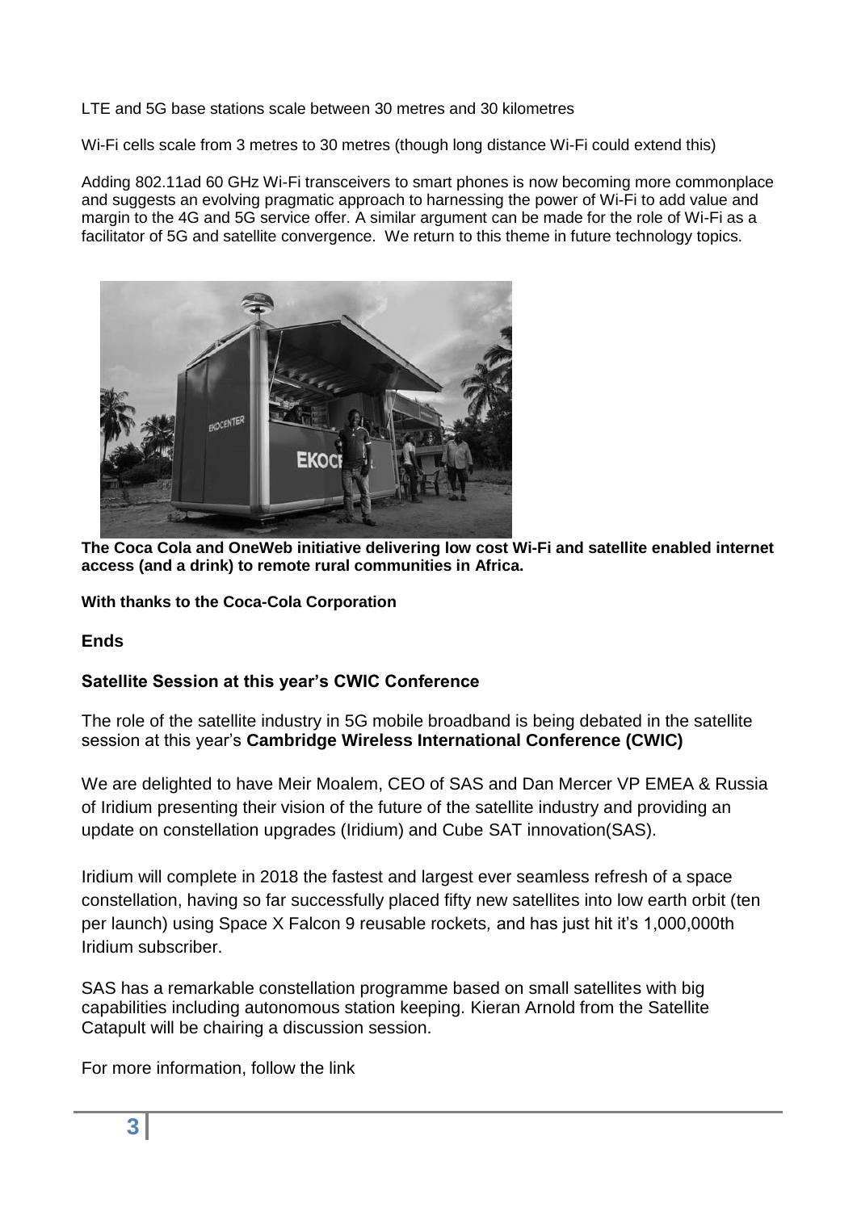LTE and 5G base stations scale between 30 metres and 30 kilometres

Wi-Fi cells scale from 3 metres to 30 metres (though long distance Wi-Fi could extend this)

Adding 802.11ad 60 GHz Wi-Fi transceivers to smart phones is now becoming more commonplace and suggests an evolving pragmatic approach to harnessing the power of Wi-Fi to add value and margin to the 4G and 5G service offer. A similar argument can be made for the role of Wi-Fi as a facilitator of 5G and satellite convergence. We return to this theme in future technology topics.

**The Coca Cola and OneWeb initiative delivering low cost Wi-Fi and satellite enabled internet access (and a drink) to remote rural communities in Africa.**

**With thanks to the Coca-Cola Corporation**

**Ends**

**Satellite Session at this year's CWIC Conference**

The role of the satellite industry in 5G mobile broadband is being debated in the satellite session at this year's **Cambridge Wireless International Conference (CWIC)**

We are delighted to have Meir Moalem, CEO of SAS and Dan Mercer VP EMEA & Russia of Iridium presenting their vision of the future of the satellite industry and providing an update on constellation upgrades (Iridium) and Cube SAT innovation(SAS).

Iridium will complete in 2018 the fastest and largest ever seamless refresh of a space constellation, having so far successfully placed fifty new satellites into low earth orbit (ten per launch) using Space X Falcon 9 reusable rockets, and has just hit it's 1,000,000th Iridium subscriber.

SAS has a remarkable constellation programme based on small satellites with big capabilities including autonomous station keeping. Kieran Arnold from the Satellite Catapult will be chairing a discussion session.

For more information, follow the link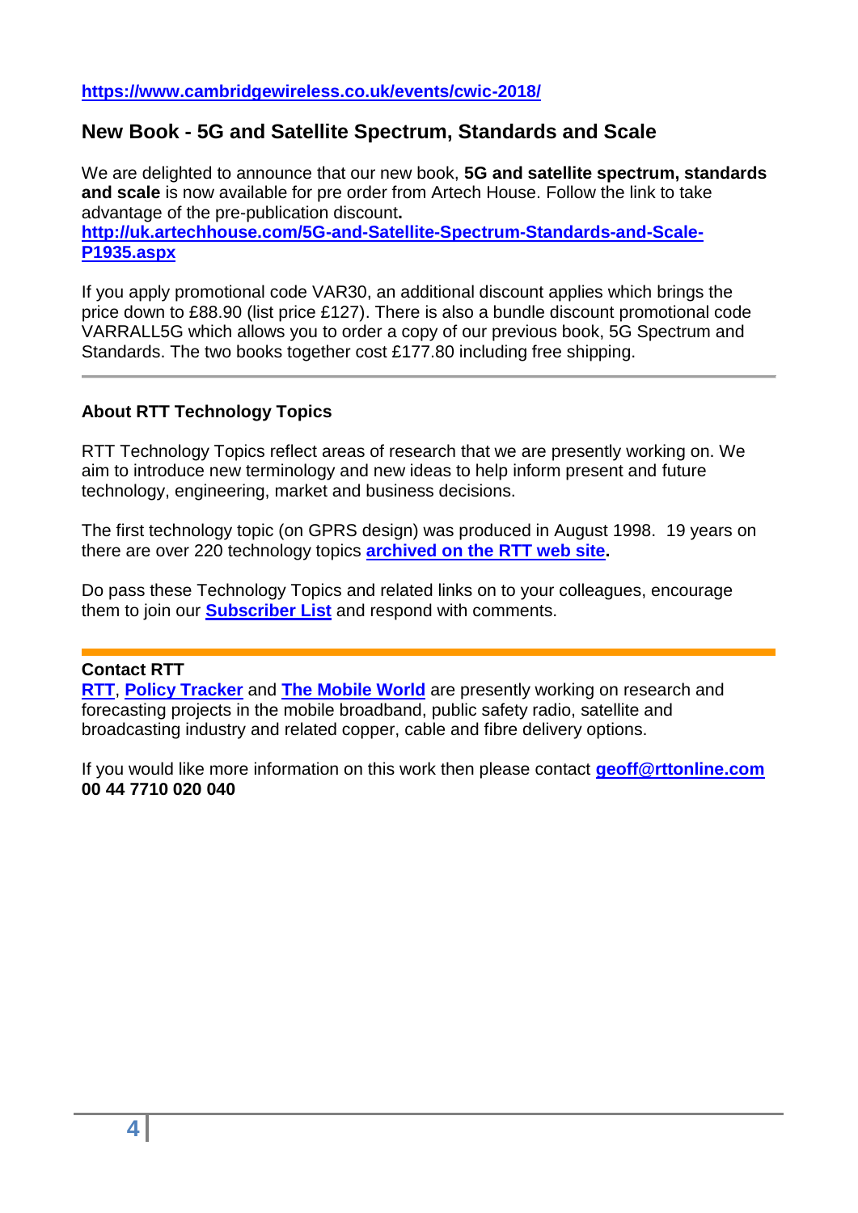**https://www.cambridgewireless.co.uk/events/cwic-2018/**

## New Book - 5G and Satellite Spectrum, Standards and Scale

We are delighted to announce that our new book, **5G and satellite spectrum, standards and scale** is now available for pre order from Artech House. Follow the link to take advantage of the pre-publication discount**.**
**http://uk.artechhouse.com/5G-and-Satellite-Spectrum-Standards-and-Scale-P1935.aspx**

If you apply promotional code VAR30, an additional discount applies which brings the price down to £88.90 (list price £127). There is also a bundle discount promotional code VARRALL5G which allows you to order a copy of our previous book, 5G Spectrum and Standards. The two books together cost £177.80 including free shipping.

---

### About RTT Technology Topics

RTT Technology Topics reflect areas of research that we are presently working on. We aim to introduce new terminology and new ideas to help inform present and future technology, engineering, market and business decisions.

The first technology topic (on GPRS design) was produced in August 1998. 19 years on there are over 220 technology topics **archived on the RTT web site.**

Do pass these Technology Topics and related links on to your colleagues, encourage them to join our **Subscriber List** and respond with comments.

---

### Contact RTT

**RTT**, **Policy Tracker** and **The Mobile World** are presently working on research and forecasting projects in the mobile broadband, public safety radio, satellite and broadcasting industry and related copper, cable and fibre delivery options.

If you would like more information on this work then please contact **geoff@rttonline.com**
**00 44 7710 020 040**